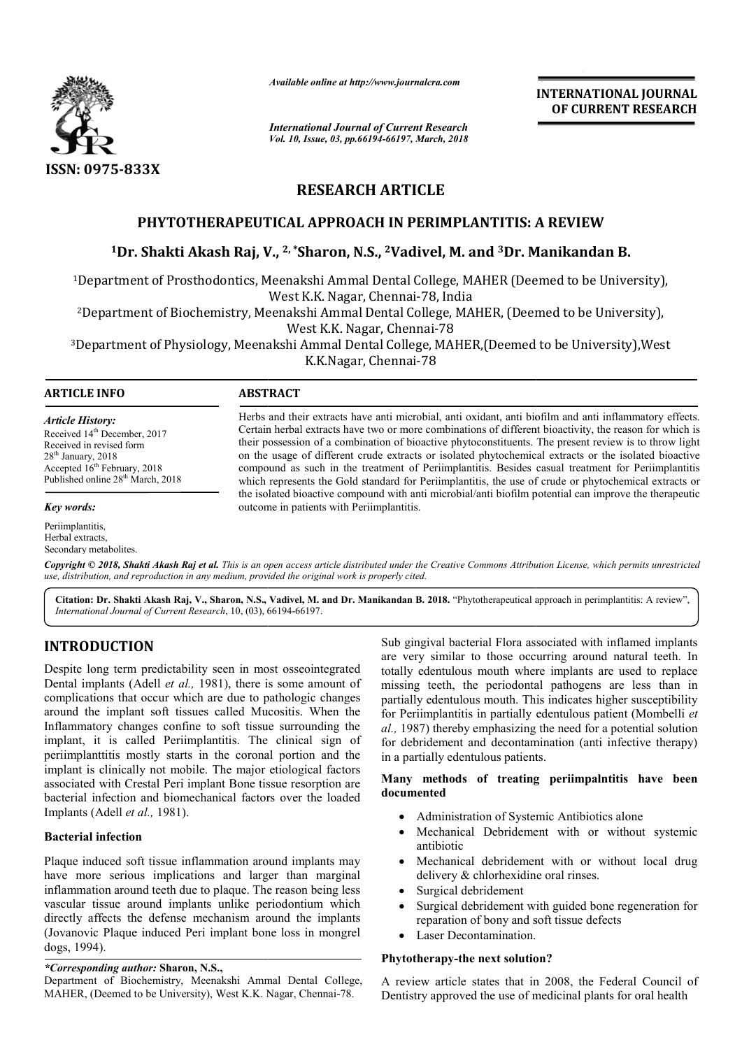*Available online at http://www.journalcra.com*

*International Journal of Current Research*
*Vol. 10, Issue, 03, pp.66194-66197, March, 2018*

**INTERNATIONAL JOURNAL OF CURRENT RESEARCH**

**ISSN: 0975-833X**

# RESEARCH ARTICLE

## PHYTOTHERAPEUTICAL APPROACH IN PERIMPLANTITIS: A REVIEW

**[1]Dr. Shakti Akash Raj, V., [2,*]Sharon, N.S., [2]Vadivel, M. and [3]Dr. Manikandan B.**

[1]Department of Prosthodontics, Meenakshi Ammal Dental College, MAHER (Deemed to be University), West K.K. Nagar, Chennai-78, India

[2]Department of Biochemistry, Meenakshi Ammal Dental College, MAHER, (Deemed to be University), West K.K. Nagar, Chennai-78

[3]Department of Physiology, Meenakshi Ammal Dental College, MAHER,(Deemed to be University),West K.K.Nagar, Chennai-78

**ARTICLE INFO**

*Article History:*
Received 14th December, 2017
Received in revised form 28th January, 2018
Accepted 16th February, 2018
Published online 28th March, 2018

*Key words:*
Periimplantitis,
Herbal extracts,
Secondary metabolites.

**ABSTRACT**

Herbs and their extracts have anti microbial, anti oxidant, anti biofilm and anti inflammatory effects. Certain herbal extracts have two or more combinations of different bioactivity, the reason for which is their possession of a combination of bioactive phytoconstituents. The present review is to throw light on the usage of different crude extracts or isolated phytochemical extracts or the isolated bioactive compound as such in the treatment of Periimplantitis. Besides casual treatment for Periimplantitis which represents the Gold standard for Periimplantitis, the use of crude or phytochemical extracts or the isolated bioactive compound with anti microbial/anti biofilm potential can improve the therapeutic outcome in patients with Periimplantitis.

***Copyright © 2018, Shakti Akash Raj et al.** This is an open access article distributed under the Creative Commons Attribution License, which permits unrestricted use, distribution, and reproduction in any medium, provided the original work is properly cited.*

**Citation: Dr. Shakti Akash Raj, V., Sharon, N.S., Vadivel, M. and Dr. Manikandan B. 2018.** "Phytotherapeutical approach in perimplantitis: A review", *International Journal of Current Research*, 10, (03), 66194-66197.

# INTRODUCTION

Despite long term predictability seen in most osseointegrated Dental implants (Adell *et al.,* 1981), there is some amount of complications that occur which are due to pathologic changes around the implant soft tissues called Mucositis. When the Inflammatory changes confine to soft tissue surrounding the implant, it is called Periimplantitis. The clinical sign of periimplanttitis mostly starts in the coronal portion and the implant is clinically not mobile. The major etiological factors associated with Crestal Peri implant Bone tissue resorption are bacterial infection and biomechanical factors over the loaded Implants (Adell *et al.,* 1981).

### Bacterial infection

Plaque induced soft tissue inflammation around implants may have more serious implications and larger than marginal inflammation around teeth due to plaque. The reason being less vascular tissue around implants unlike periodontium which directly affects the defense mechanism around the implants (Jovanovic Plaque induced Peri implant bone loss in mongrel dogs, 1994).

Sub gingival bacterial Flora associated with inflamed implants are very similar to those occurring around natural teeth. In totally edentulous mouth where implants are used to replace missing teeth, the periodontal pathogens are less than in partially edentulous mouth. This indicates higher susceptibility for Periimplantitis in partially edentulous patient (Mombelli *et al.,* 1987) thereby emphasizing the need for a potential solution for debridement and decontamination (anti infective therapy) in a partially edentulous patients.

### Many methods of treating periimpalntitis have been documented

- Administration of Systemic Antibiotics alone
- Mechanical Debridement with or without systemic antibiotic
- Mechanical debridement with or without local drug delivery & chlorhexidine oral rinses.
- Surgical debridement
- Surgical debridement with guided bone regeneration for reparation of bony and soft tissue defects
- Laser Decontamination.

### Phytotherapy-the next solution?

A review article states that in 2008, the Federal Council of Dentistry approved the use of medicinal plants for oral health

*\*Corresponding author:* **Sharon, N.S.,**
Department of Biochemistry, Meenakshi Ammal Dental College, MAHER, (Deemed to be University), West K.K. Nagar, Chennai-78.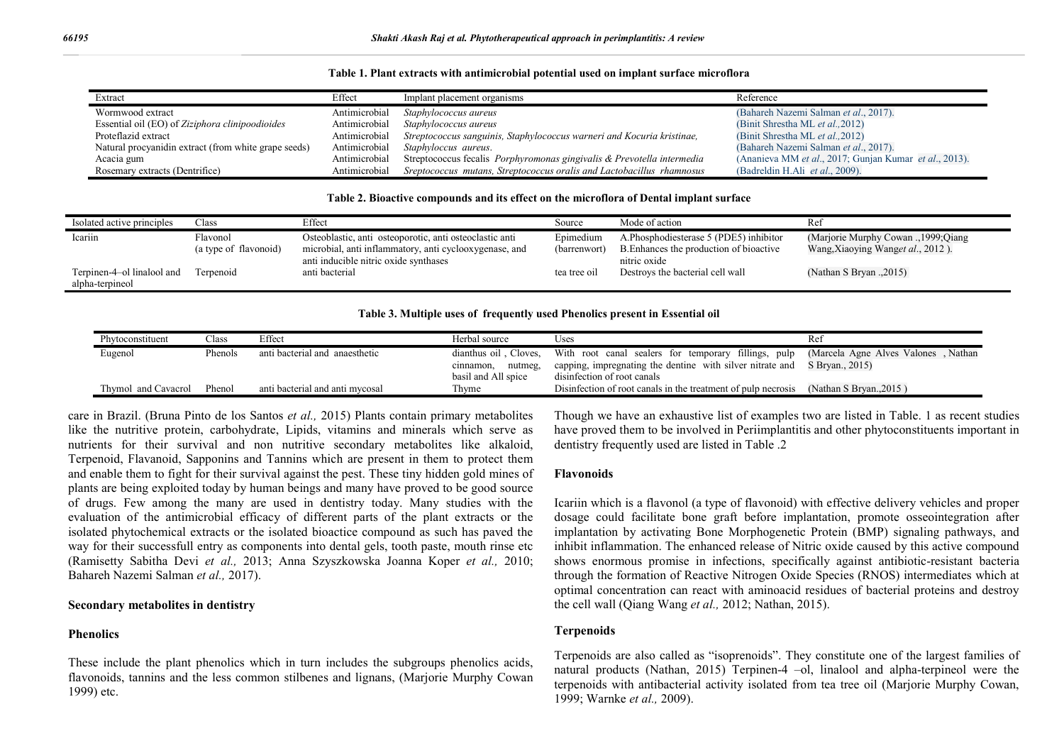**Table 1. Plant extracts with antimicrobial potential used on implant surface microflora**

| Extract | Effect | Implant placement organisms | Reference |
|---|---|---|---|
| Wormwood extract | Antimicrobial | *Staphylococcus aureus* | (Bahareh Nazemi Salman *et al*., 2017). |
| Essential oil (EO) of *Ziziphora clinipoodioides* | Antimicrobial | *Staphylococcus aureus* | (Binit Shrestha ML *et al*.,2012) |
| Proteflazid extract | Antimicrobial | *Streptococcus sanguinis, Staphylococcus warneri and Kocuria kristinae,* | (Binit Shrestha ML *et al*.,2012) |
| Natural procyanidin extract (from white grape seeds) | Antimicrobial | *Staphyloccus aureus.* | (Bahareh Nazemi Salman *et al*., 2017). |
| Acacia gum | Antimicrobial | Streptococcus fecalis *Porphyromonas gingivalis & Prevotella intermedia* | (Ananieva MM *et al*., 2017; Gunjan Kumar *et al*., 2013). |
| Rosemary extracts (Dentrifice) | Antimicrobial | *Sreptococcus mutans, Streptococcus oralis and Lactobacillus rhamnosus* | (Badreldin H.Ali *et al*., 2009). |

**Table 2. Bioactive compounds and its effect on the microflora of Dental implant surface**

| Isolated active principles | Class | Effect | Source | Mode of action | Ref |
|---|---|---|---|---|---|
| Icariin | Flavonol (a type of flavonoid) | Osteoblastic, anti osteoporotic, anti osteoclastic anti microbial, anti inflammatory, anti cyclooxygenase, and anti inducible nitric oxide synthases | Epimedium (barrenwort) | A.Phosphodiesterase 5 (PDE5) inhibitor B.Enhances the production of bioactive nitric oxide | (Marjorie Murphy Cowan .,1999;Qiang Wang,Xiaoying Wang*et al*., 2012 ). |
| Terpinen-4–ol linalool and alpha-terpineol | Terpenoid | anti bacterial | tea tree oil | Destroys the bacterial cell wall | (Nathan S Bryan .,2015) |

**Table 3. Multiple uses of frequently used Phenolics present in Essential oil**

| Phytoconstituent | Class | Effect | Herbal source | Uses | Ref |
|---|---|---|---|---|---|
| Eugenol | Phenols | anti bacterial and anaesthetic | dianthus oil , Cloves, cinnamon, nutmeg, basil and All spice | With root canal sealers for temporary fillings, pulp capping, impregnating the dentine with silver nitrate and disinfection of root canals | (Marcela Agne Alves Valones , Nathan S Bryan., 2015) |
| Thymol and Cavacrol | Phenol | anti bacterial and anti mycosal | Thyme | Disinfection of root canals in the treatment of pulp necrosis | (Nathan S Bryan.,2015 ) |

care in Brazil. (Bruna Pinto de los Santos *et al.,* 2015) Plants contain primary metabolites like the nutritive protein, carbohydrate, Lipids, vitamins and minerals which serve as nutrients for their survival and non nutritive secondary metabolites like alkaloid, Terpenoid, Flavanoid, Sapponins and Tannins which are present in them to protect them and enable them to fight for their survival against the pest. These tiny hidden gold mines of plants are being exploited today by human beings and many have proved to be good source of drugs. Few among the many are used in dentistry today. Many studies with the evaluation of the antimicrobial efficacy of different parts of the plant extracts or the isolated phytochemical extracts or the isolated bioactice compound as such has paved the way for their successfull entry as components into dental gels, tooth paste, mouth rinse etc (Ramisetty Sabitha Devi *et al.,* 2013; Anna Szyszkowska Joanna Koper *et al.,* 2010; Bahareh Nazemi Salman *et al.,* 2017).

## Secondary metabolites in dentistry

### Phenolics

These include the plant phenolics which in turn includes the subgroups phenolics acids, flavonoids, tannins and the less common stilbenes and lignans, (Marjorie Murphy Cowan 1999) etc.

Though we have an exhaustive list of examples two are listed in Table. 1 as recent studies have proved them to be involved in Periimplantitis and other phytoconstituents important in dentistry frequently used are listed in Table .2

### Flavonoids

Icariin which is a flavonol (a type of flavonoid) with effective delivery vehicles and proper dosage could facilitate bone graft before implantation, promote osseointegration after implantation by activating Bone Morphogenetic Protein (BMP) signaling pathways, and inhibit inflammation. The enhanced release of Nitric oxide caused by this active compound shows enormous promise in infections, specifically against antibiotic-resistant bacteria through the formation of Reactive Nitrogen Oxide Species (RNOS) intermediates which at optimal concentration can react with aminoacid residues of bacterial proteins and destroy the cell wall (Qiang Wang *et al.,* 2012; Nathan, 2015).

### Terpenoids

Terpenoids are also called as “isoprenoids”. They constitute one of the largest families of natural products (Nathan, 2015) Terpinen-4 –ol, linalool and alpha-terpineol were the terpenoids with antibacterial activity isolated from tea tree oil (Marjorie Murphy Cowan, 1999; Warnke *et al.,* 2009).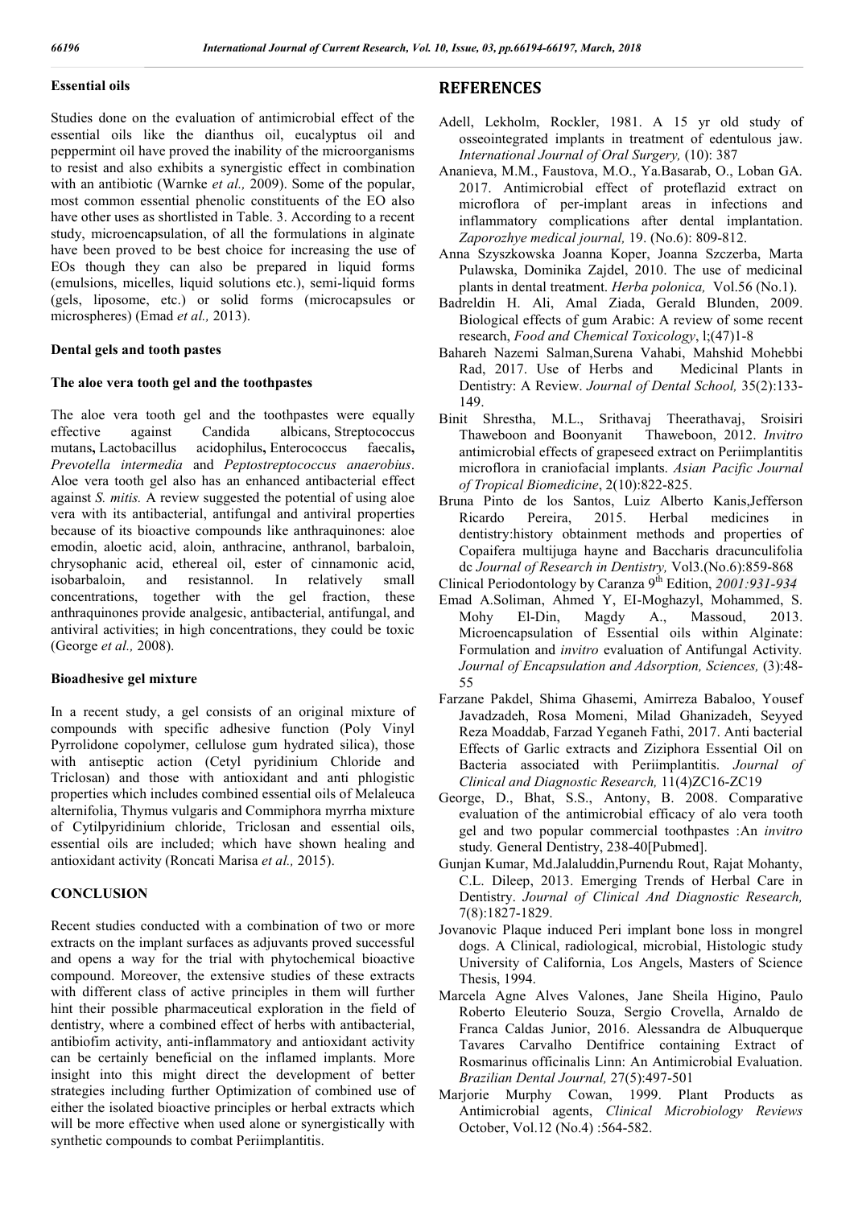**Essential oils**

Studies done on the evaluation of antimicrobial effect of the essential oils like the dianthus oil, eucalyptus oil and peppermint oil have proved the inability of the microorganisms to resist and also exhibits a synergistic effect in combination with an antibiotic (Warnke *et al.,* 2009). Some of the popular, most common essential phenolic constituents of the EO also have other uses as shortlisted in Table. 3. According to a recent study, microencapsulation, of all the formulations in alginate have been proved to be best choice for increasing the use of EOs though they can also be prepared in liquid forms (emulsions, micelles, liquid solutions etc.), semi-liquid forms (gels, liposome, etc.) or solid forms (microcapsules or microspheres) (Emad *et al.,* 2013).

**Dental gels and tooth pastes**

**The aloe vera tooth gel and the toothpastes**

The aloe vera tooth gel and the toothpastes were equally effective against Candida albicans, Streptococcus mutans**,** Lactobacillus acidophilus**,** Enterococcus faecalis**,** *Prevotella intermedia* and *Peptostreptococcus anaerobius*. Aloe vera tooth gel also has an enhanced antibacterial effect against *S. mitis.* A review suggested the potential of using aloe vera with its antibacterial, antifungal and antiviral properties because of its bioactive compounds like anthraquinones: aloe emodin, aloetic acid, aloin, anthracine, anthranol, barbaloin, chrysophanic acid, ethereal oil, ester of cinnamonic acid, isobarbaloin, and resistannol. In relatively small concentrations, together with the gel fraction, these anthraquinones provide analgesic, antibacterial, antifungal, and antiviral activities; in high concentrations, they could be toxic (George *et al.,* 2008).

**Bioadhesive gel mixture**

In a recent study, a gel consists of an original mixture of compounds with specific adhesive function (Poly Vinyl Pyrrolidone copolymer, cellulose gum hydrated silica), those with antiseptic action (Cetyl pyridinium Chloride and Triclosan) and those with antioxidant and anti phlogistic properties which includes combined essential oils of Melaleuca alternifolia, Thymus vulgaris and Commiphora myrrha mixture of Cytilpyridinium chloride, Triclosan and essential oils, essential oils are included; which have shown healing and antioxidant activity (Roncati Marisa *et al.,* 2015).

## CONCLUSION

Recent studies conducted with a combination of two or more extracts on the implant surfaces as adjuvants proved successful and opens a way for the trial with phytochemical bioactive compound. Moreover, the extensive studies of these extracts with different class of active principles in them will further hint their possible pharmaceutical exploration in the field of dentistry, where a combined effect of herbs with antibacterial, antibiofim activity, anti-inflammatory and antioxidant activity can be certainly beneficial on the inflamed implants. More insight into this might direct the development of better strategies including further Optimization of combined use of either the isolated bioactive principles or herbal extracts which will be more effective when used alone or synergistically with synthetic compounds to combat Periimplantitis.

## REFERENCES

Adell, Lekholm, Rockler, 1981. A 15 yr old study of osseointegrated implants in treatment of edentulous jaw. *International Journal of Oral Surgery,* (10): 387

Ananieva, M.M., Faustova, M.O., Ya.Basarab, O., Loban GA. 2017. Antimicrobial effect of proteflazid extract on microflora of per-implant areas in infections and inflammatory complications after dental implantation. *Zaporozhye medical journal,* 19. (No.6): 809-812.

Anna Szyszkowska Joanna Koper, Joanna Szczerba, Marta Pulawska, Dominika Zajdel, 2010. The use of medicinal plants in dental treatment. *Herba polonica,* Vol.56 (No.1).

Badreldin H. Ali, Amal Ziada, Gerald Blunden, 2009. Biological effects of gum Arabic: A review of some recent research, *Food and Chemical Toxicology*, l;(47)1-8

Bahareh Nazemi Salman,Surena Vahabi, Mahshid Mohebbi Rad, 2017. Use of Herbs and Medicinal Plants in Dentistry: A Review. *Journal of Dental School,* 35(2):133-149.

Binit Shrestha, M.L., Srithavaj Theerathavaj, Sroisiri Thaweboon and Boonyanit Thaweboon, 2012. *Invitro* antimicrobial effects of grapeseed extract on Periimplantitis microflora in craniofacial implants. *Asian Pacific Journal of Tropical Biomedicine*, 2(10):822-825.

Bruna Pinto de los Santos, Luiz Alberto Kanis,Jefferson Ricardo Pereira, 2015. Herbal medicines in dentistry:history obtainment methods and properties of Copaifera multijuga hayne and Baccharis dracunculifolia dc *Journal of Research in Dentistry,* Vol3.(No.6):859-868

Clinical Periodontology by Caranza 9th Edition, *2001:931-934*

Emad A.Soliman, Ahmed Y, EI-Moghazyl, Mohammed, S. Mohy El-Din, Magdy A., Massoud, 2013. Microencapsulation of Essential oils within Alginate: Formulation and *invitro* evaluation of Antifungal Activity. *Journal of Encapsulation and Adsorption, Sciences,* (3):48-55

Farzane Pakdel, Shima Ghasemi, Amirreza Babaloo, Yousef Javadzadeh, Rosa Momeni, Milad Ghanizadeh, Seyyed Reza Moaddab, Farzad Yeganeh Fathi, 2017. Anti bacterial Effects of Garlic extracts and Ziziphora Essential Oil on Bacteria associated with Periimplantitis. *Journal of Clinical and Diagnostic Research,* 11(4)ZC16-ZC19

George, D., Bhat, S.S., Antony, B. 2008. Comparative evaluation of the antimicrobial efficacy of alo vera tooth gel and two popular commercial toothpastes :An *invitro* study. General Dentistry, 238-40[Pubmed].

Gunjan Kumar, Md.Jalaluddin,Purnendu Rout, Rajat Mohanty, C.L. Dileep, 2013. Emerging Trends of Herbal Care in Dentistry. *Journal of Clinical And Diagnostic Research,* 7(8):1827-1829.

Jovanovic Plaque induced Peri implant bone loss in mongrel dogs. A Clinical, radiological, microbial, Histologic study University of California, Los Angels, Masters of Science Thesis, 1994.

Marcela Agne Alves Valones, Jane Sheila Higino, Paulo Roberto Eleuterio Souza, Sergio Crovella, Arnaldo de Franca Caldas Junior, 2016. Alessandra de Albuquerque Tavares Carvalho Dentifrice containing Extract of Rosmarinus officinalis Linn: An Antimicrobial Evaluation. *Brazilian Dental Journal,* 27(5):497-501

Marjorie Murphy Cowan, 1999. Plant Products as Antimicrobial agents, *Clinical Microbiology Reviews* October, Vol.12 (No.4) :564-582.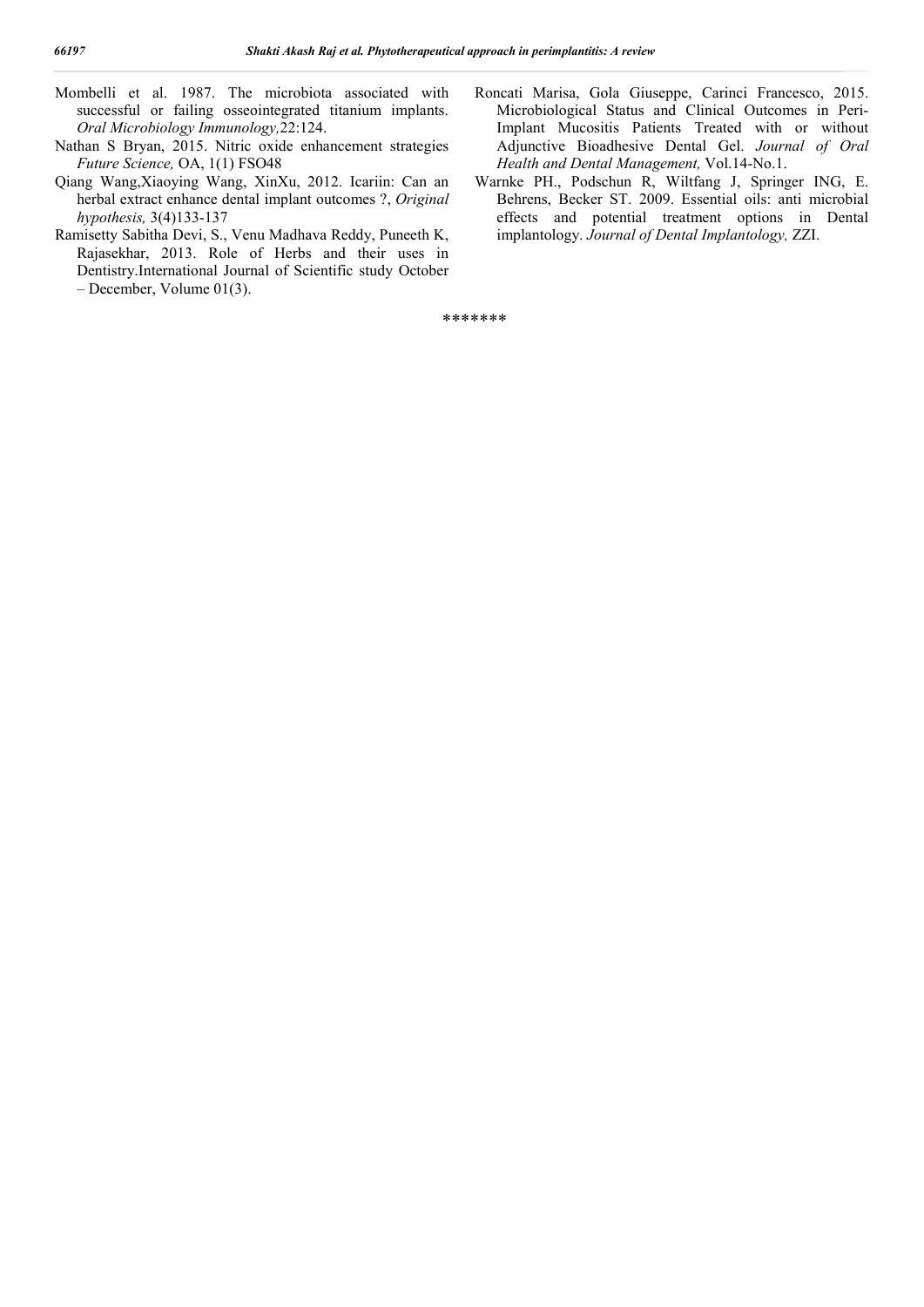Mombelli et al. 1987. The microbiota associated with successful or failing osseointegrated titanium implants. *Oral Microbiology Immunology,*22:124.

Nathan S Bryan, 2015. Nitric oxide enhancement strategies *Future Science,* OA, 1(1) FSO48

Qiang Wang,Xiaoying Wang, XinXu, 2012. Icariin: Can an herbal extract enhance dental implant outcomes ?, *Original hypothesis,* 3(4)133-137

Ramisetty Sabitha Devi, S., Venu Madhava Reddy, Puneeth K, Rajasekhar, 2013. Role of Herbs and their uses in Dentistry.International Journal of Scientific study October – December, Volume 01(3).

Roncati Marisa, Gola Giuseppe, Carinci Francesco, 2015. Microbiological Status and Clinical Outcomes in Peri-Implant Mucositis Patients Treated with or without Adjunctive Bioadhesive Dental Gel. *Journal of Oral Health and Dental Management,* Vol.14-No.1.

Warnke PH., Podschun R, Wiltfang J, Springer ING, E. Behrens, Becker ST. 2009. Essential oils: anti microbial effects and potential treatment options in Dental implantology. *Journal of Dental Implantology,* ZZI.

*******